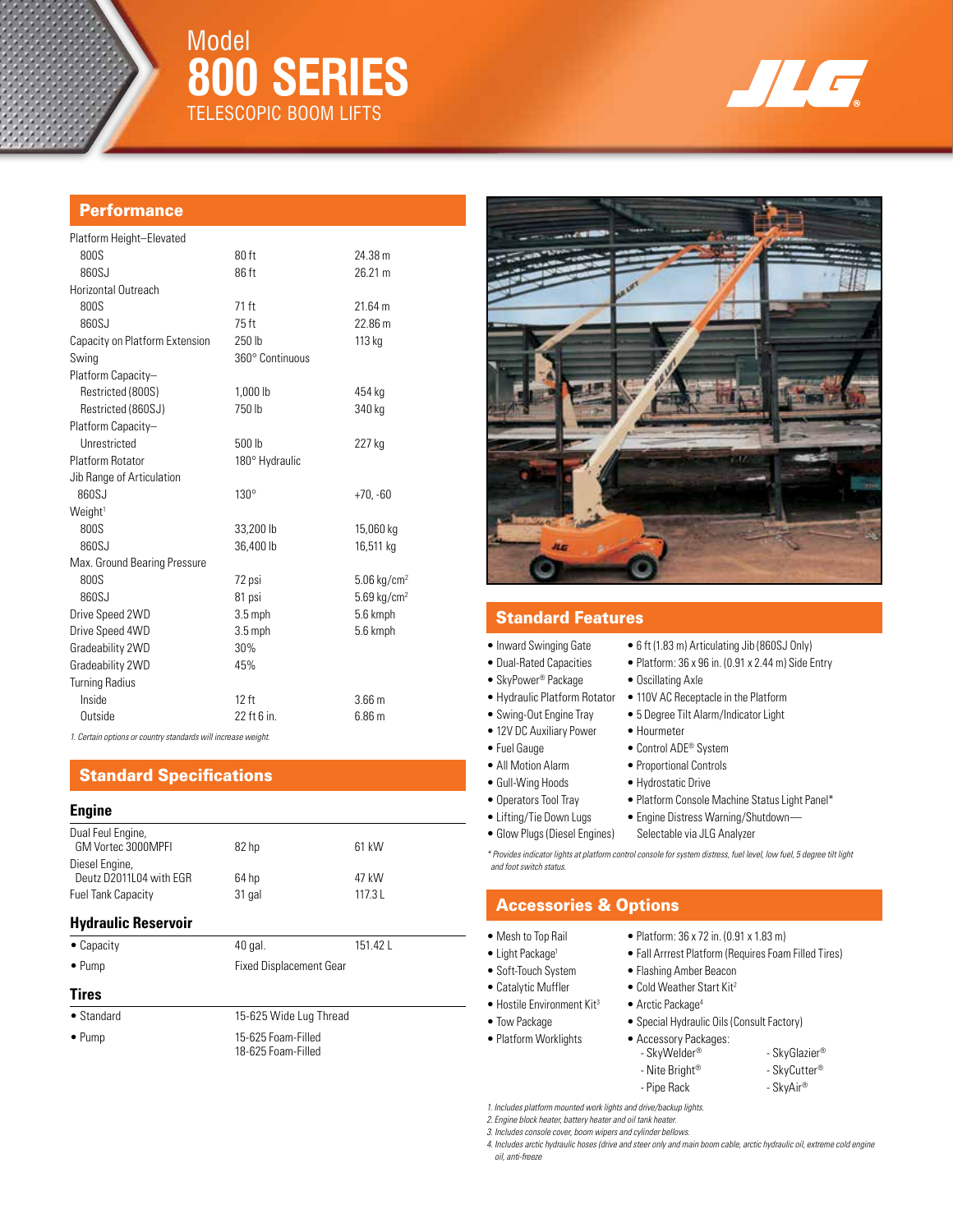# Model 800 SERIES

## TELESCOPIC BOOM LIFTS

JLG®

## Performance

| | | |
|---|---|---|
| Platform Height–Elevated | | |
| 800S | 80 ft | 24.38 m |
| 860SJ | 86 ft | 26.21 m |
| Horizontal Outreach | | |
| 800S | 71 ft | 21.64 m |
| 860SJ | 75 ft | 22.86 m |
| Capacity on Platform Extension | 250 lb | 113 kg |
| Swing | 360° Continuous | |
| Platform Capacity– | | |
| Restricted (800S) | 1,000 lb | 454 kg |
| Restricted (860SJ) | 750 lb | 340 kg |
| Platform Capacity– | | |
| Unrestricted | 500 lb | 227 kg |
| Platform Rotator | 180° Hydraulic | |
| Jib Range of Articulation | | |
| 860SJ | 130° | +70, -60 |
| Weight[1] | | |
| 800S | 33,200 lb | 15,060 kg |
| 860SJ | 36,400 lb | 16,511 kg |
| Max. Ground Bearing Pressure | | |
| 800S | 72 psi | 5.06 kg/cm² |
| 860SJ | 81 psi | 5.69 kg/cm² |
| Drive Speed 2WD | 3.5 mph | 5.6 kmph |
| Drive Speed 4WD | 3.5 mph | 5.6 kmph |
| Gradeability 2WD | 30% | |
| Gradeability 2WD | 45% | |
| Turning Radius | | |
| Inside | 12 ft | 3.66 m |
| Outside | 22 ft 6 in. | 6.86 m |

*1. Certain options or country standards will increase weight.*

## Standard Specifications

### Engine

| | | |
|---|---|---|
| Dual Feul Engine, GM Vortec 3000MPFI | 82 hp | 61 kW |
| Diesel Engine, Deutz D2011L04 with EGR | 64 hp | 47 kW |
| Fuel Tank Capacity | 31 gal | 117.3 L |

### Hydraulic Reservoir

| | | |
|---|---|---|
| • Capacity | 40 gal. | 151.42 L |
| • Pump | Fixed Displacement Gear | |

### Tires

| | |
|---|---|
| • Standard | 15-625 Wide Lug Thread |
| • Pump | 15-625 Foam-Filled<br>18-625 Foam-Filled |

## Standard Features

- Inward Swinging Gate
- Dual-Rated Capacities
- SkyPower® Package
- Hydraulic Platform Rotator
- Swing-Out Engine Tray
- 12V DC Auxiliary Power
- Fuel Gauge
- All Motion Alarm
- Gull-Wing Hoods
- Operators Tool Tray
- Lifting/Tie Down Lugs
- Glow Plugs (Diesel Engines)
- 6 ft (1.83 m) Articulating Jib (860SJ Only)
- Platform: 36 x 96 in. (0.91 x 2.44 m) Side Entry
- Oscillating Axle
- 110V AC Receptacle in the Platform
- 5 Degree Tilt Alarm/Indicator Light
- Hourmeter
- Control ADE® System
- Proportional Controls
- Hydrostatic Drive
- Platform Console Machine Status Light Panel*
- Engine Distress Warning/Shutdown—Selectable via JLG Analyzer

*\* Provides indicator lights at platform control console for system distress, fuel level, low fuel, 5 degree tilt light and foot switch status.*

## Accessories & Options

- Mesh to Top Rail
- Light Package[1]
- Soft-Touch System
- Catalytic Muffler
- Hostile Environment Kit[3]
- Tow Package
- Platform Worklights
- Platform: 36 x 72 in. (0.91 x 1.83 m)
- Fall Arrrest Platform (Requires Foam Filled Tires)
- Flashing Amber Beacon
- Cold Weather Start Kit[2]
- Arctic Package[4]
- Special Hydraulic Oils (Consult Factory)
- Accessory Packages:
  - SkyWelder®
  - Nite Bright®
  - Pipe Rack
  - SkyGlazier®
  - SkyCutter®
  - SkyAir®

*1. Includes platform mounted work lights and drive/backup lights.*
*2. Engine block heater, battery heater and oil tank heater.*
*3. Includes console cover, boom wipers and cylinder bellows.*
*4. Includes arctic hydraulic hoses (drive and steer only and main boom cable, arctic hydraulic oil, extreme cold engine oil, anti-freeze*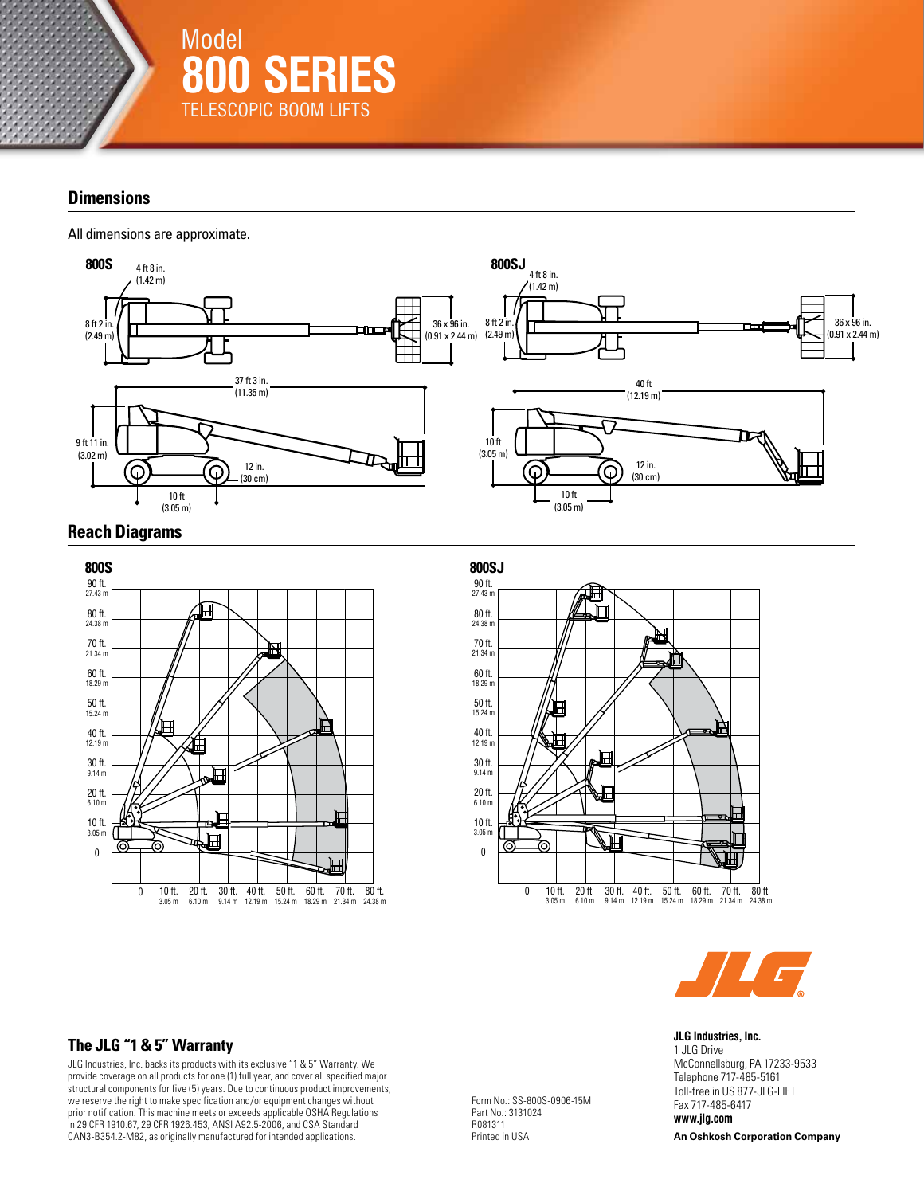Model
# 800 SERIES
TELESCOPIC BOOM LIFTS

## Dimensions

All dimensions are approximate.

**800S**

4 ft 8 in.
(1.42 m)

8 ft 2 in.
(2.49 m)

36 x 96 in.
(0.91 x 2.44 m)

37 ft 3 in.
(11.35 m)

9 ft 11 in.
(3.02 m)

12 in.
(30 cm)

10 ft
(3.05 m)

**800SJ**

4 ft 8 in.
(1.42 m)

8 ft 2 in.
(2.49 m)

36 x 96 in.
(0.91 x 2.44 m)

40 ft
(12.19 m)

10 ft
(3.05 m)

12 in.
(30 cm)

10 ft
(3.05 m)

## Reach Diagrams

**800S**

90 ft. 27.43 m
80 ft. 24.38 m
70 ft. 21.34 m
60 ft. 18.29 m
50 ft. 15.24 m
40 ft. 12.19 m
30 ft. 9.14 m
20 ft. 6.10 m
10 ft. 3.05 m
0

0
10 ft. 3.05 m
20 ft. 6.10 m
30 ft. 9.14 m
40 ft. 12.19 m
50 ft. 15.24 m
60 ft. 18.29 m
70 ft. 21.34 m
80 ft. 24.38 m

**800SJ**

90 ft. 27.43 m
80 ft. 24.38 m
70 ft. 21.34 m
60 ft. 18.29 m
50 ft. 15.24 m
40 ft. 12.19 m
30 ft. 9.14 m
20 ft. 6.10 m
10 ft. 3.05 m
0

0
10 ft. 3.05 m
20 ft. 6.10 m
30 ft. 9.14 m
40 ft. 12.19 m
50 ft. 15.24 m
60 ft. 18.29 m
70 ft. 21.34 m
80 ft. 24.38 m

JLG

## The JLG "1 & 5" Warranty

JLG Industries, Inc. backs its products with its exclusive "1 & 5" Warranty. We provide coverage on all products for one (1) full year, and cover all specified major structural components for five (5) years. Due to continuous product improvements, we reserve the right to make specification and/or equipment changes without prior notification. This machine meets or exceeds applicable OSHA Regulations in 29 CFR 1910.67, 29 CFR 1926.453, ANSI A92.5-2006, and CSA Standard CAN3-B354.2-M82, as originally manufactured for intended applications.

Form No.: SS-800S-0906-15M
Part No.: 3131024
R081311
Printed in USA

**JLG Industries, Inc.**
1 JLG Drive
McConnellsburg, PA 17233-9533
Telephone 717-485-5161
Toll-free in US 877-JLG-LIFT
Fax 717-485-6417
**www.jlg.com**

**An Oshkosh Corporation Company**